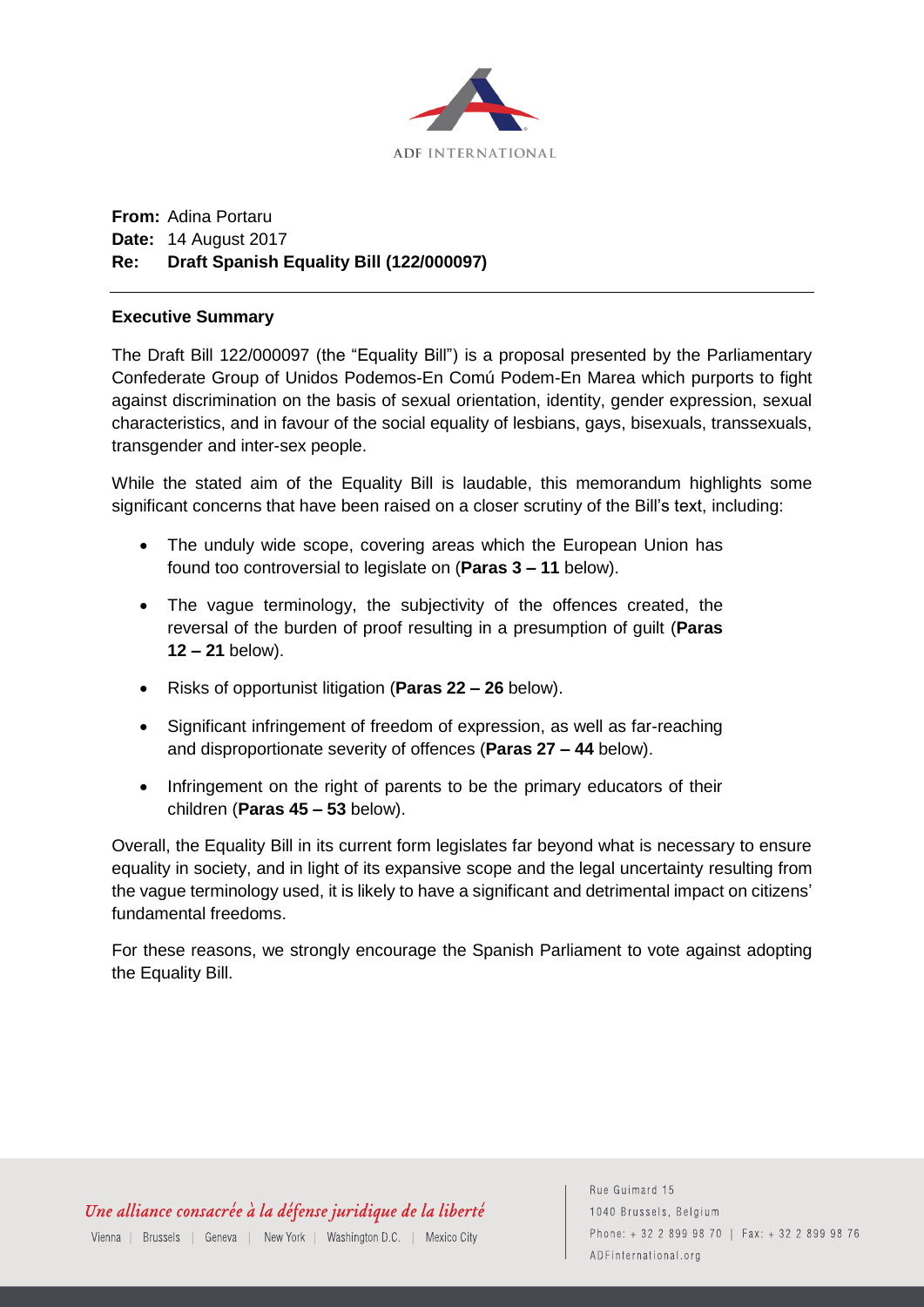ADF INTERNATIONAL

**From:** Adina Portaru
**Date:** 14 August 2017
**Re: Draft Spanish Equality Bill (122/000097)**

---

**Executive Summary**

The Draft Bill 122/000097 (the "Equality Bill") is a proposal presented by the Parliamentary Confederate Group of Unidos Podemos-En Comú Podem-En Marea which purports to fight against discrimination on the basis of sexual orientation, identity, gender expression, sexual characteristics, and in favour of the social equality of lesbians, gays, bisexuals, transsexuals, transgender and inter-sex people.

While the stated aim of the Equality Bill is laudable, this memorandum highlights some significant concerns that have been raised on a closer scrutiny of the Bill's text, including:

- The unduly wide scope, covering areas which the European Union has found too controversial to legislate on (**Paras 3 – 11** below).
- The vague terminology, the subjectivity of the offences created, the reversal of the burden of proof resulting in a presumption of guilt (**Paras 12 – 21** below).
- Risks of opportunist litigation (**Paras 22 – 26** below).
- Significant infringement of freedom of expression, as well as far-reaching and disproportionate severity of offences (**Paras 27 – 44** below).
- Infringement on the right of parents to be the primary educators of their children (**Paras 45 – 53** below).

Overall, the Equality Bill in its current form legislates far beyond what is necessary to ensure equality in society, and in light of its expansive scope and the legal uncertainty resulting from the vague terminology used, it is likely to have a significant and detrimental impact on citizens' fundamental freedoms.

For these reasons, we strongly encourage the Spanish Parliament to vote against adopting the Equality Bill.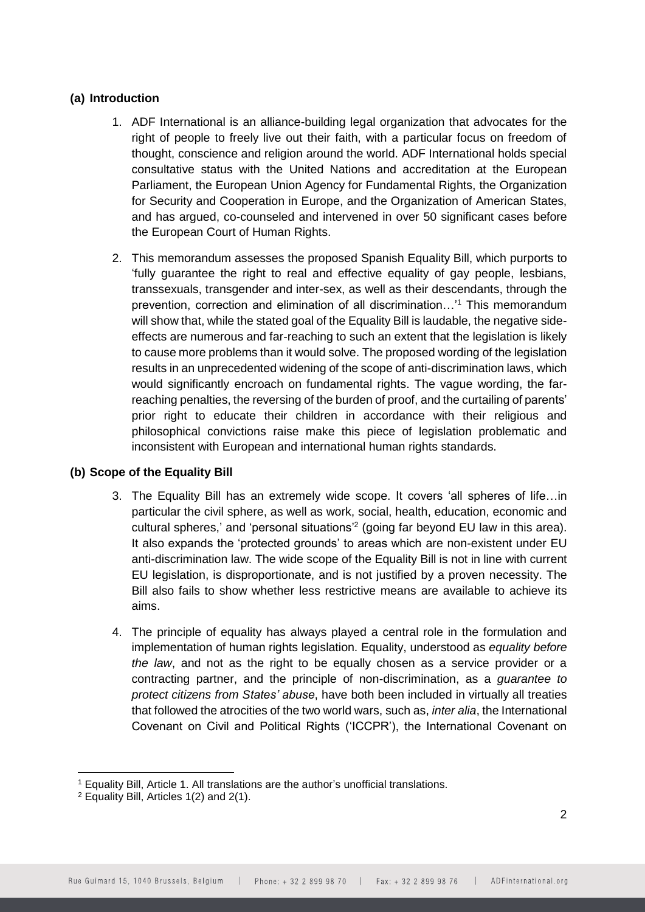## (a) Introduction

1. ADF International is an alliance-building legal organization that advocates for the right of people to freely live out their faith, with a particular focus on freedom of thought, conscience and religion around the world. ADF International holds special consultative status with the United Nations and accreditation at the European Parliament, the European Union Agency for Fundamental Rights, the Organization for Security and Cooperation in Europe, and the Organization of American States, and has argued, co-counseled and intervened in over 50 significant cases before the European Court of Human Rights.

2. This memorandum assesses the proposed Spanish Equality Bill, which purports to 'fully guarantee the right to real and effective equality of gay people, lesbians, transsexuals, transgender and inter-sex, as well as their descendants, through the prevention, correction and elimination of all discrimination…'[1] This memorandum will show that, while the stated goal of the Equality Bill is laudable, the negative side-effects are numerous and far-reaching to such an extent that the legislation is likely to cause more problems than it would solve. The proposed wording of the legislation results in an unprecedented widening of the scope of anti-discrimination laws, which would significantly encroach on fundamental rights. The vague wording, the far-reaching penalties, the reversing of the burden of proof, and the curtailing of parents' prior right to educate their children in accordance with their religious and philosophical convictions raise make this piece of legislation problematic and inconsistent with European and international human rights standards.

## (b) Scope of the Equality Bill

3. The Equality Bill has an extremely wide scope. It covers 'all spheres of life…in particular the civil sphere, as well as work, social, health, education, economic and cultural spheres,' and 'personal situations'[2] (going far beyond EU law in this area). It also expands the 'protected grounds' to areas which are non-existent under EU anti-discrimination law. The wide scope of the Equality Bill is not in line with current EU legislation, is disproportionate, and is not justified by a proven necessity. The Bill also fails to show whether less restrictive means are available to achieve its aims.

4. The principle of equality has always played a central role in the formulation and implementation of human rights legislation. Equality, understood as *equality before the law*, and not as the right to be equally chosen as a service provider or a contracting partner, and the principle of non-discrimination, as a *guarantee to protect citizens from States' abuse*, have both been included in virtually all treaties that followed the atrocities of the two world wars, such as, *inter alia*, the International Covenant on Civil and Political Rights ('ICCPR'), the International Covenant on

---

[1] Equality Bill, Article 1. All translations are the author's unofficial translations.

[2] Equality Bill, Articles 1(2) and 2(1).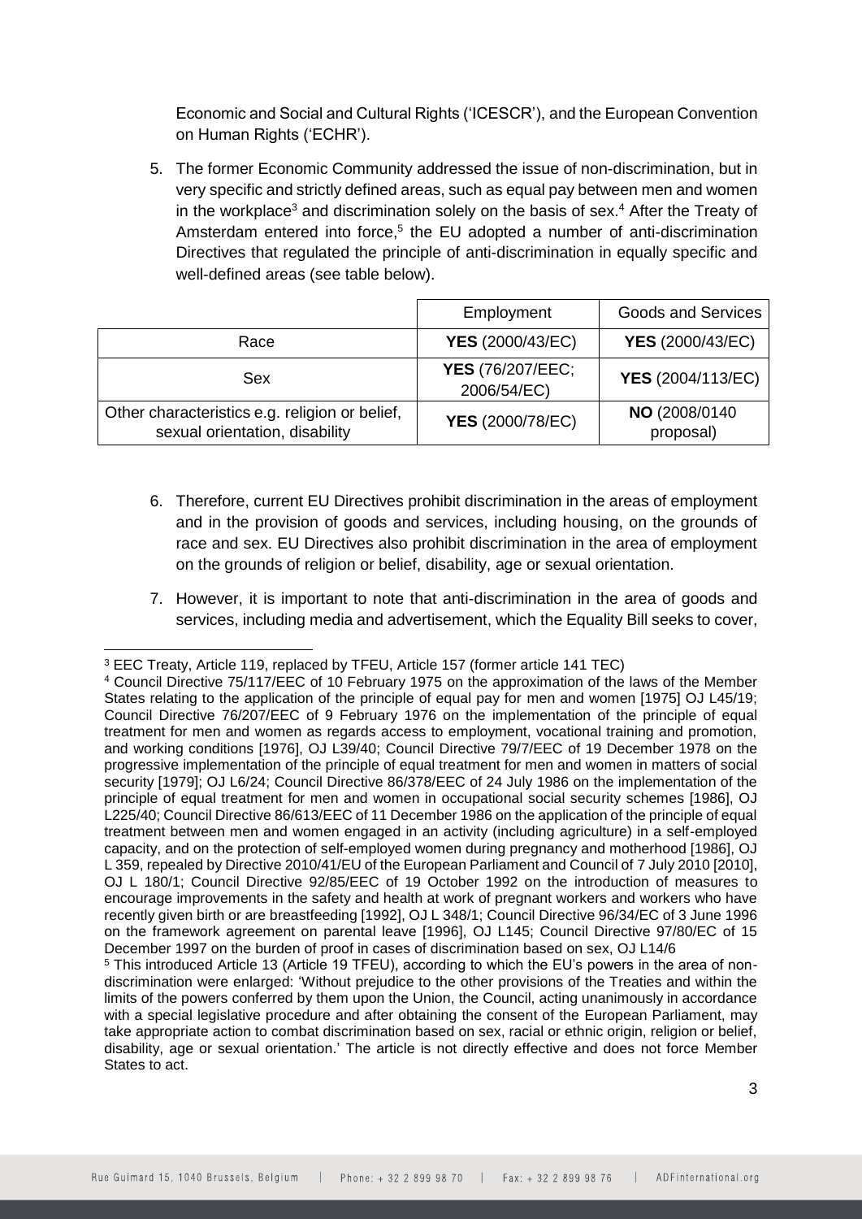Economic and Social and Cultural Rights ('ICESCR'), and the European Convention on Human Rights ('ECHR').

5. The former Economic Community addressed the issue of non-discrimination, but in very specific and strictly defined areas, such as equal pay between men and women in the workplace[3] and discrimination solely on the basis of sex.[4] After the Treaty of Amsterdam entered into force,[5] the EU adopted a number of anti-discrimination Directives that regulated the principle of anti-discrimination in equally specific and well-defined areas (see table below).

| | Employment | Goods and Services |
|---|---|---|
| Race | **YES** (2000/43/EC) | **YES** (2000/43/EC) |
| Sex | **YES** (76/207/EEC; 2006/54/EC) | **YES** (2004/113/EC) |
| Other characteristics e.g. religion or belief, sexual orientation, disability | **YES** (2000/78/EC) | **NO** (2008/0140 proposal) |

6. Therefore, current EU Directives prohibit discrimination in the areas of employment and in the provision of goods and services, including housing, on the grounds of race and sex. EU Directives also prohibit discrimination in the area of employment on the grounds of religion or belief, disability, age or sexual orientation.

7. However, it is important to note that anti-discrimination in the area of goods and services, including media and advertisement, which the Equality Bill seeks to cover,

---

[3] EEC Treaty, Article 119, replaced by TFEU, Article 157 (former article 141 TEC)

[4] Council Directive 75/117/EEC of 10 February 1975 on the approximation of the laws of the Member States relating to the application of the principle of equal pay for men and women [1975] OJ L45/19; Council Directive 76/207/EEC of 9 February 1976 on the implementation of the principle of equal treatment for men and women as regards access to employment, vocational training and promotion, and working conditions [1976], OJ L39/40; Council Directive 79/7/EEC of 19 December 1978 on the progressive implementation of the principle of equal treatment for men and women in matters of social security [1979]; OJ L6/24; Council Directive 86/378/EEC of 24 July 1986 on the implementation of the principle of equal treatment for men and women in occupational social security schemes [1986], OJ L225/40; Council Directive 86/613/EEC of 11 December 1986 on the application of the principle of equal treatment between men and women engaged in an activity (including agriculture) in a self-employed capacity, and on the protection of self-employed women during pregnancy and motherhood [1986], OJ L 359, repealed by Directive 2010/41/EU of the European Parliament and Council of 7 July 2010 [2010], OJ L 180/1; Council Directive 92/85/EEC of 19 October 1992 on the introduction of measures to encourage improvements in the safety and health at work of pregnant workers and workers who have recently given birth or are breastfeeding [1992], OJ L 348/1; Council Directive 96/34/EC of 3 June 1996 on the framework agreement on parental leave [1996], OJ L145; Council Directive 97/80/EC of 15 December 1997 on the burden of proof in cases of discrimination based on sex, OJ L14/6

[5] This introduced Article 13 (Article 19 TFEU), according to which the EU's powers in the area of non-discrimination were enlarged: 'Without prejudice to the other provisions of the Treaties and within the limits of the powers conferred by them upon the Union, the Council, acting unanimously in accordance with a special legislative procedure and after obtaining the consent of the European Parliament, may take appropriate action to combat discrimination based on sex, racial or ethnic origin, religion or belief, disability, age or sexual orientation.' The article is not directly effective and does not force Member States to act.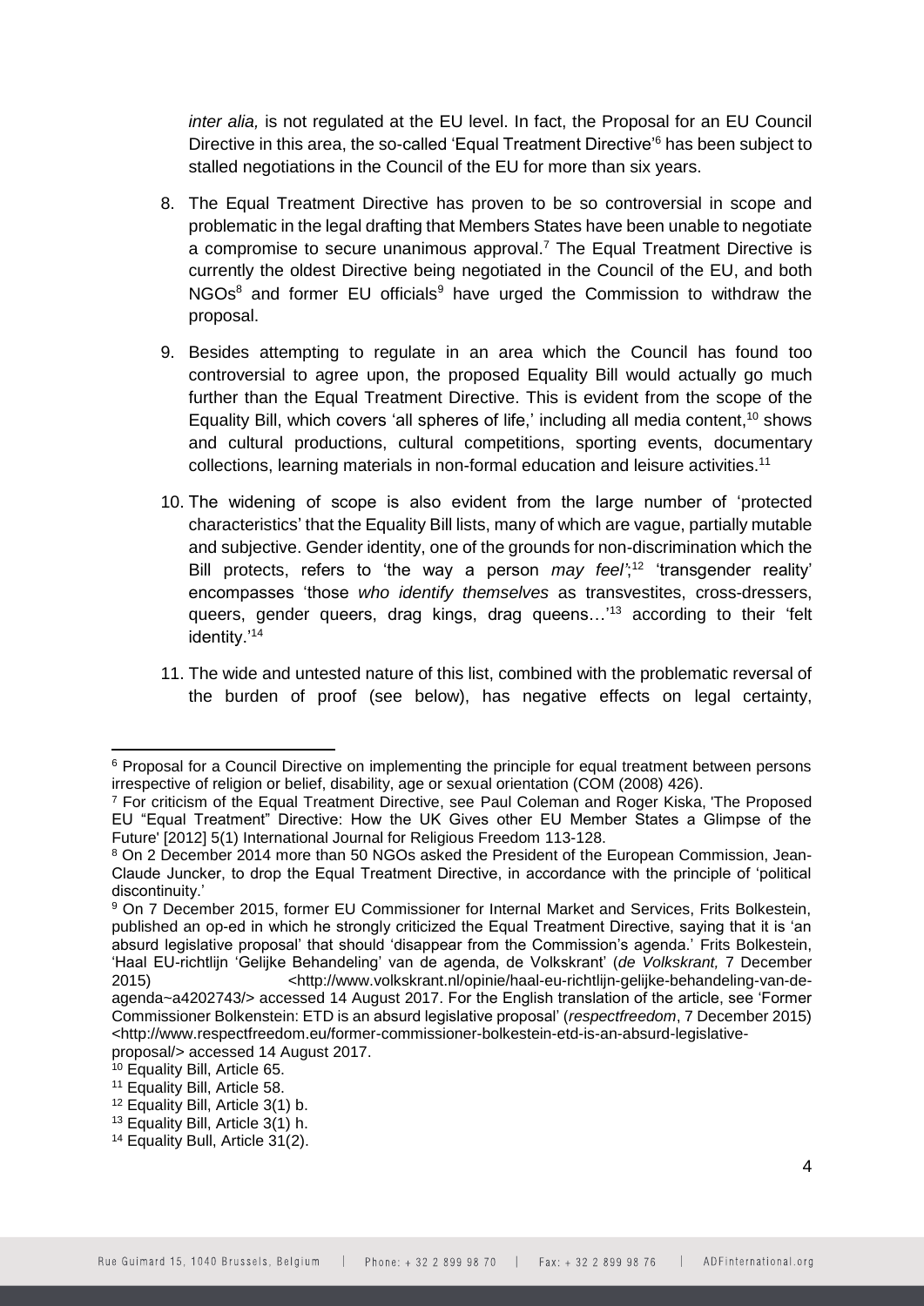*inter alia,* is not regulated at the EU level. In fact, the Proposal for an EU Council Directive in this area, the so-called 'Equal Treatment Directive'[6] has been subject to stalled negotiations in the Council of the EU for more than six years.

8. The Equal Treatment Directive has proven to be so controversial in scope and problematic in the legal drafting that Members States have been unable to negotiate a compromise to secure unanimous approval.[7] The Equal Treatment Directive is currently the oldest Directive being negotiated in the Council of the EU, and both NGOs[8] and former EU officials[9] have urged the Commission to withdraw the proposal.

9. Besides attempting to regulate in an area which the Council has found too controversial to agree upon, the proposed Equality Bill would actually go much further than the Equal Treatment Directive. This is evident from the scope of the Equality Bill, which covers 'all spheres of life,' including all media content,[10] shows and cultural productions, cultural competitions, sporting events, documentary collections, learning materials in non-formal education and leisure activities.[11]

10. The widening of scope is also evident from the large number of 'protected characteristics' that the Equality Bill lists, many of which are vague, partially mutable and subjective. Gender identity, one of the grounds for non-discrimination which the Bill protects, refers to 'the way a person *may feel*';[12] 'transgender reality' encompasses 'those *who identify themselves* as transvestites, cross-dressers, queers, gender queers, drag kings, drag queens…'[13] according to their 'felt identity.'[14]

11. The wide and untested nature of this list, combined with the problematic reversal of the burden of proof (see below), has negative effects on legal certainty,

---

[6] Proposal for a Council Directive on implementing the principle for equal treatment between persons irrespective of religion or belief, disability, age or sexual orientation (COM (2008) 426).

[7] For criticism of the Equal Treatment Directive, see Paul Coleman and Roger Kiska, 'The Proposed EU "Equal Treatment" Directive: How the UK Gives other EU Member States a Glimpse of the Future' [2012] 5(1) International Journal for Religious Freedom 113-128.

[8] On 2 December 2014 more than 50 NGOs asked the President of the European Commission, Jean-Claude Juncker, to drop the Equal Treatment Directive, in accordance with the principle of 'political discontinuity.'

[9] On 7 December 2015, former EU Commissioner for Internal Market and Services, Frits Bolkestein, published an op-ed in which he strongly criticized the Equal Treatment Directive, saying that it is 'an absurd legislative proposal' that should 'disappear from the Commission's agenda.' Frits Bolkestein, 'Haal EU-richtlijn 'Gelijke Behandeling' van de agenda, de Volkskrant' (*de Volkskrant,* 7 December 2015) <http://www.volkskrant.nl/opinie/haal-eu-richtlijn-gelijke-behandeling-van-de-agenda~a4202743/> accessed 14 August 2017. For the English translation of the article, see 'Former Commissioner Bolkenstein: ETD is an absurd legislative proposal' (*respectfreedom*, 7 December 2015) <http://www.respectfreedom.eu/former-commissioner-bolkestein-etd-is-an-absurd-legislative-proposal/> accessed 14 August 2017.

[10] Equality Bill, Article 65.

[11] Equality Bill, Article 58.

[12] Equality Bill, Article 3(1) b.

[13] Equality Bill, Article 3(1) h.

[14] Equality Bull, Article 31(2).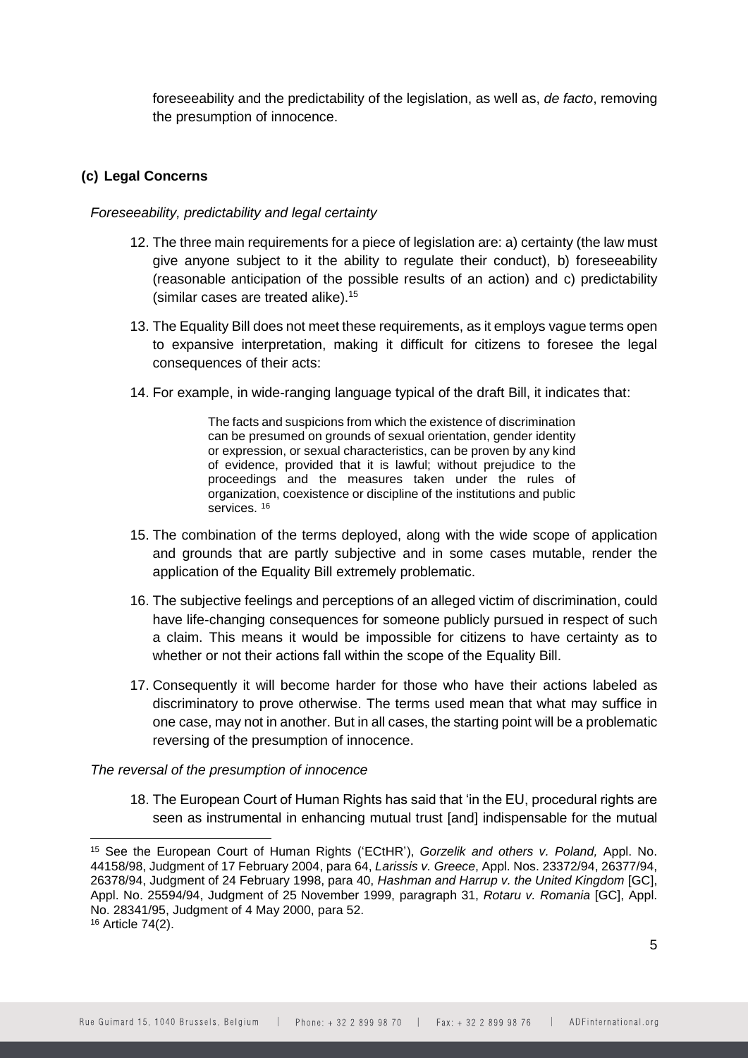foreseeability and the predictability of the legislation, as well as, *de facto*, removing the presumption of innocence.

### (c) Legal Concerns

*Foreseeability, predictability and legal certainty*

12. The three main requirements for a piece of legislation are: a) certainty (the law must give anyone subject to it the ability to regulate their conduct), b) foreseeability (reasonable anticipation of the possible results of an action) and c) predictability (similar cases are treated alike).[15]

13. The Equality Bill does not meet these requirements, as it employs vague terms open to expansive interpretation, making it difficult for citizens to foresee the legal consequences of their acts:

14. For example, in wide-ranging language typical of the draft Bill, it indicates that:

> The facts and suspicions from which the existence of discrimination can be presumed on grounds of sexual orientation, gender identity or expression, or sexual characteristics, can be proven by any kind of evidence, provided that it is lawful; without prejudice to the proceedings and the measures taken under the rules of organization, coexistence or discipline of the institutions and public services. [16]

15. The combination of the terms deployed, along with the wide scope of application and grounds that are partly subjective and in some cases mutable, render the application of the Equality Bill extremely problematic.

16. The subjective feelings and perceptions of an alleged victim of discrimination, could have life-changing consequences for someone publicly pursued in respect of such a claim. This means it would be impossible for citizens to have certainty as to whether or not their actions fall within the scope of the Equality Bill.

17. Consequently it will become harder for those who have their actions labeled as discriminatory to prove otherwise. The terms used mean that what may suffice in one case, may not in another. But in all cases, the starting point will be a problematic reversing of the presumption of innocence.

*The reversal of the presumption of innocence*

18. The European Court of Human Rights has said that 'in the EU, procedural rights are seen as instrumental in enhancing mutual trust [and] indispensable for the mutual

---

[15] See the European Court of Human Rights ('ECtHR'), *Gorzelik and others v. Poland,* Appl. No. 44158/98, Judgment of 17 February 2004, para 64, *Larissis v. Greece*, Appl. Nos. 23372/94, 26377/94, 26378/94, Judgment of 24 February 1998, para 40, *Hashman and Harrup v. the United Kingdom* [GC], Appl. No. 25594/94, Judgment of 25 November 1999, paragraph 31, *Rotaru v. Romania* [GC], Appl. No. 28341/95, Judgment of 4 May 2000, para 52.

[16] Article 74(2).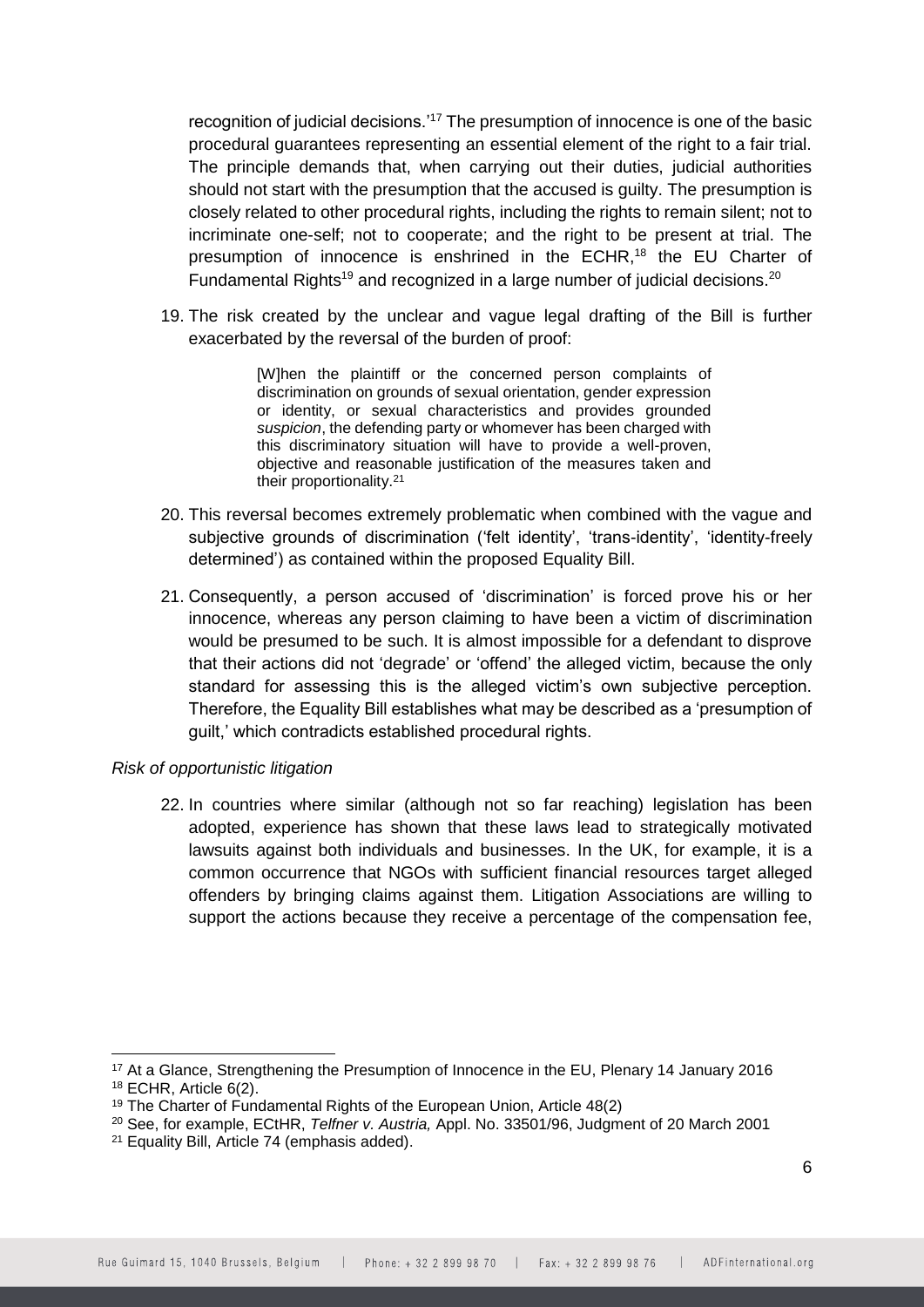recognition of judicial decisions.'[17] The presumption of innocence is one of the basic procedural guarantees representing an essential element of the right to a fair trial. The principle demands that, when carrying out their duties, judicial authorities should not start with the presumption that the accused is guilty. The presumption is closely related to other procedural rights, including the rights to remain silent; not to incriminate one-self; not to cooperate; and the right to be present at trial. The presumption of innocence is enshrined in the ECHR,[18] the EU Charter of Fundamental Rights[19] and recognized in a large number of judicial decisions.[20]

19. The risk created by the unclear and vague legal drafting of the Bill is further exacerbated by the reversal of the burden of proof:

> [W]hen the plaintiff or the concerned person complaints of discrimination on grounds of sexual orientation, gender expression or identity, or sexual characteristics and provides grounded *suspicion*, the defending party or whomever has been charged with this discriminatory situation will have to provide a well-proven, objective and reasonable justification of the measures taken and their proportionality.[21]

20. This reversal becomes extremely problematic when combined with the vague and subjective grounds of discrimination ('felt identity', 'trans-identity', 'identity-freely determined') as contained within the proposed Equality Bill.

21. Consequently, a person accused of 'discrimination' is forced prove his or her innocence, whereas any person claiming to have been a victim of discrimination would be presumed to be such. It is almost impossible for a defendant to disprove that their actions did not 'degrade' or 'offend' the alleged victim, because the only standard for assessing this is the alleged victim's own subjective perception. Therefore, the Equality Bill establishes what may be described as a 'presumption of guilt,' which contradicts established procedural rights.

*Risk of opportunistic litigation*

22. In countries where similar (although not so far reaching) legislation has been adopted, experience has shown that these laws lead to strategically motivated lawsuits against both individuals and businesses. In the UK, for example, it is a common occurrence that NGOs with sufficient financial resources target alleged offenders by bringing claims against them. Litigation Associations are willing to support the actions because they receive a percentage of the compensation fee,

---

[17] At a Glance, Strengthening the Presumption of Innocence in the EU, Plenary 14 January 2016

[18] ECHR, Article 6(2).

[19] The Charter of Fundamental Rights of the European Union, Article 48(2)

[20] See, for example, ECtHR, *Telfner v. Austria,* Appl. No. 33501/96, Judgment of 20 March 2001

[21] Equality Bill, Article 74 (emphasis added).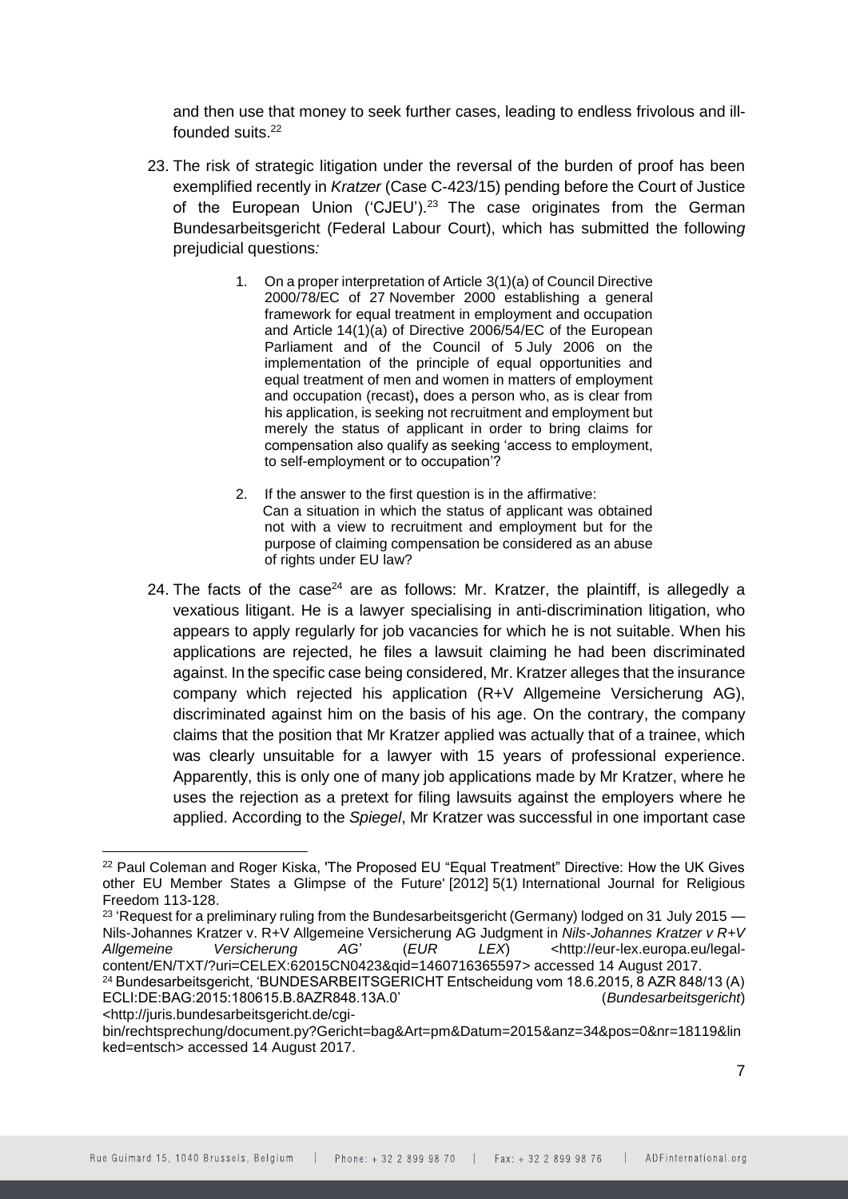and then use that money to seek further cases, leading to endless frivolous and ill-founded suits.[22]

23. The risk of strategic litigation under the reversal of the burden of proof has been exemplified recently in *Kratzer* (Case C-423/15) pending before the Court of Justice of the European Union ('CJEU').[23] The case originates from the German Bundesarbeitsgericht (Federal Labour Court), which has submitted the following prejudicial questions:

    1. On a proper interpretation of Article 3(1)(a) of Council Directive 2000/78/EC of 27 November 2000 establishing a general framework for equal treatment in employment and occupation and Article 14(1)(a) of Directive 2006/54/EC of the European Parliament and of the Council of 5 July 2006 on the implementation of the principle of equal opportunities and equal treatment of men and women in matters of employment and occupation (recast), does a person who, as is clear from his application, is seeking not recruitment and employment but merely the status of applicant in order to bring claims for compensation also qualify as seeking 'access to employment, to self-employment or to occupation'?

    2. If the answer to the first question is in the affirmative: Can a situation in which the status of applicant was obtained not with a view to recruitment and employment but for the purpose of claiming compensation be considered as an abuse of rights under EU law?

24. The facts of the case[24] are as follows: Mr. Kratzer, the plaintiff, is allegedly a vexatious litigant. He is a lawyer specialising in anti-discrimination litigation, who appears to apply regularly for job vacancies for which he is not suitable. When his applications are rejected, he files a lawsuit claiming he had been discriminated against. In the specific case being considered, Mr. Kratzer alleges that the insurance company which rejected his application (R+V Allgemeine Versicherung AG), discriminated against him on the basis of his age. On the contrary, the company claims that the position that Mr Kratzer applied was actually that of a trainee, which was clearly unsuitable for a lawyer with 15 years of professional experience. Apparently, this is only one of many job applications made by Mr Kratzer, where he uses the rejection as a pretext for filing lawsuits against the employers where he applied. According to the *Spiegel*, Mr Kratzer was successful in one important case

---

[22] Paul Coleman and Roger Kiska, 'The Proposed EU "Equal Treatment" Directive: How the UK Gives other EU Member States a Glimpse of the Future' [2012] 5(1) International Journal for Religious Freedom 113-128.

[23] 'Request for a preliminary ruling from the Bundesarbeitsgericht (Germany) lodged on 31 July 2015 — Nils-Johannes Kratzer v. R+V Allgemeine Versicherung AG Judgment in *Nils-Johannes Kratzer v R+V Allgemeine Versicherung AG*' (*EUR LEX*) <http://eur-lex.europa.eu/legal-content/EN/TXT/?uri=CELEX:62015CN0423&qid=1460716365597> accessed 14 August 2017.

[24] Bundesarbeitsgericht, 'BUNDESARBEITSGERICHT Entscheidung vom 18.6.2015, 8 AZR 848/13 (A) ECLI:DE:BAG:2015:180615.B.8AZR848.13A.0' (*Bundesarbeitsgericht*) <http://juris.bundesarbeitsgericht.de/cgi-bin/rechtsprechung/document.py?Gericht=bag&Art=pm&Datum=2015&anz=34&pos=0&nr=18119&linked=entsch> accessed 14 August 2017.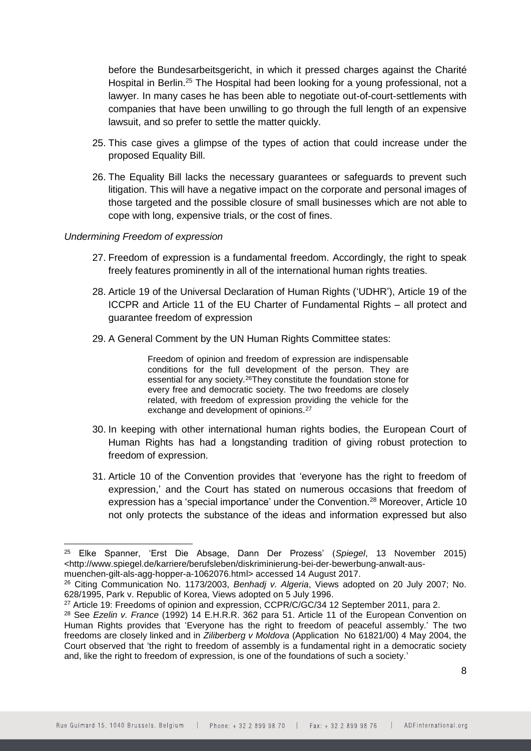before the Bundesarbeitsgericht, in which it pressed charges against the Charité Hospital in Berlin.[25] The Hospital had been looking for a young professional, not a lawyer. In many cases he has been able to negotiate out-of-court-settlements with companies that have been unwilling to go through the full length of an expensive lawsuit, and so prefer to settle the matter quickly.

25. This case gives a glimpse of the types of action that could increase under the proposed Equality Bill.

26. The Equality Bill lacks the necessary guarantees or safeguards to prevent such litigation. This will have a negative impact on the corporate and personal images of those targeted and the possible closure of small businesses which are not able to cope with long, expensive trials, or the cost of fines.

*Undermining Freedom of expression*

27. Freedom of expression is a fundamental freedom. Accordingly, the right to speak freely features prominently in all of the international human rights treaties.

28. Article 19 of the Universal Declaration of Human Rights ('UDHR'), Article 19 of the ICCPR and Article 11 of the EU Charter of Fundamental Rights – all protect and guarantee freedom of expression

29. A General Comment by the UN Human Rights Committee states:

> Freedom of opinion and freedom of expression are indispensable conditions for the full development of the person. They are essential for any society.[26]They constitute the foundation stone for every free and democratic society. The two freedoms are closely related, with freedom of expression providing the vehicle for the exchange and development of opinions.[27]

30. In keeping with other international human rights bodies, the European Court of Human Rights has had a longstanding tradition of giving robust protection to freedom of expression.

31. Article 10 of the Convention provides that 'everyone has the right to freedom of expression,' and the Court has stated on numerous occasions that freedom of expression has a 'special importance' under the Convention.[28] Moreover, Article 10 not only protects the substance of the ideas and information expressed but also

---

[25] Elke Spanner, 'Erst Die Absage, Dann Der Prozess' (*Spiegel*, 13 November 2015) <http://www.spiegel.de/karriere/berufsleben/diskriminierung-bei-der-bewerbung-anwalt-aus-muenchen-gilt-als-agg-hopper-a-1062076.html> accessed 14 August 2017.

[26] Citing Communication No. 1173/2003, *Benhadj v. Algeria*, Views adopted on 20 July 2007; No. 628/1995, Park v. Republic of Korea, Views adopted on 5 July 1996.

[27] Article 19: Freedoms of opinion and expression, CCPR/C/GC/34 12 September 2011, para 2.

[28] See *Ezelin v. France* (1992) 14 E.H.R.R. 362 para 51. Article 11 of the European Convention on Human Rights provides that 'Everyone has the right to freedom of peaceful assembly.' The two freedoms are closely linked and in *Ziliberberg v Moldova* (Application No 61821/00) 4 May 2004, the Court observed that 'the right to freedom of assembly is a fundamental right in a democratic society and, like the right to freedom of expression, is one of the foundations of such a society.'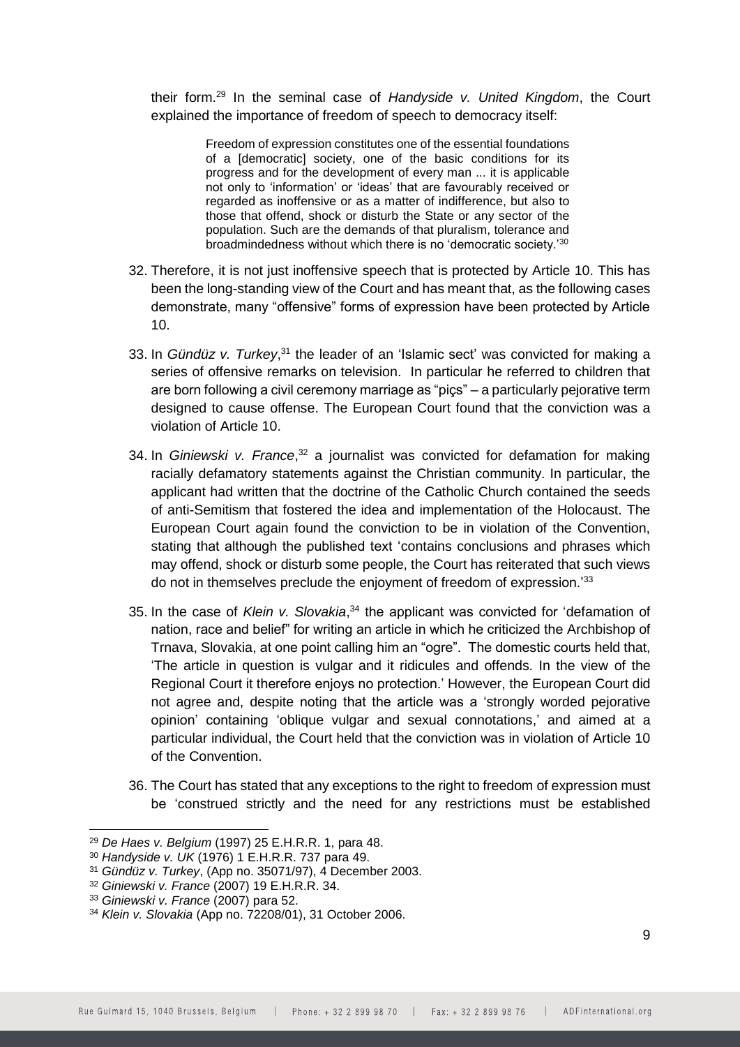their form.[29] In the seminal case of *Handyside v. United Kingdom*, the Court explained the importance of freedom of speech to democracy itself:

> Freedom of expression constitutes one of the essential foundations of a [democratic] society, one of the basic conditions for its progress and for the development of every man ... it is applicable not only to 'information' or 'ideas' that are favourably received or regarded as inoffensive or as a matter of indifference, but also to those that offend, shock or disturb the State or any sector of the population. Such are the demands of that pluralism, tolerance and broadmindedness without which there is no 'democratic society.'[30]

32. Therefore, it is not just inoffensive speech that is protected by Article 10. This has been the long-standing view of the Court and has meant that, as the following cases demonstrate, many "offensive" forms of expression have been protected by Article 10.

33. In *Gündüz v. Turkey*,[31] the leader of an 'Islamic sect' was convicted for making a series of offensive remarks on television. In particular he referred to children that are born following a civil ceremony marriage as "piçs" – a particularly pejorative term designed to cause offense. The European Court found that the conviction was a violation of Article 10.

34. In *Giniewski v. France*,[32] a journalist was convicted for defamation for making racially defamatory statements against the Christian community. In particular, the applicant had written that the doctrine of the Catholic Church contained the seeds of anti-Semitism that fostered the idea and implementation of the Holocaust. The European Court again found the conviction to be in violation of the Convention, stating that although the published text 'contains conclusions and phrases which may offend, shock or disturb some people, the Court has reiterated that such views do not in themselves preclude the enjoyment of freedom of expression.'[33]

35. In the case of *Klein v. Slovakia*,[34] the applicant was convicted for 'defamation of nation, race and belief" for writing an article in which he criticized the Archbishop of Trnava, Slovakia, at one point calling him an "ogre". The domestic courts held that, 'The article in question is vulgar and it ridicules and offends. In the view of the Regional Court it therefore enjoys no protection.' However, the European Court did not agree and, despite noting that the article was a 'strongly worded pejorative opinion' containing 'oblique vulgar and sexual connotations,' and aimed at a particular individual, the Court held that the conviction was in violation of Article 10 of the Convention.

36. The Court has stated that any exceptions to the right to freedom of expression must be 'construed strictly and the need for any restrictions must be established

---

[29] *De Haes v. Belgium* (1997) 25 E.H.R.R. 1, para 48.

[30] *Handyside v. UK* (1976) 1 E.H.R.R. 737 para 49.

[31] *Gündüz v. Turkey*, (App no. 35071/97), 4 December 2003.

[32] *Giniewski v. France* (2007) 19 E.H.R.R. 34.

[33] *Giniewski v. France* (2007) para 52.

[34] *Klein v. Slovakia* (App no. 72208/01), 31 October 2006.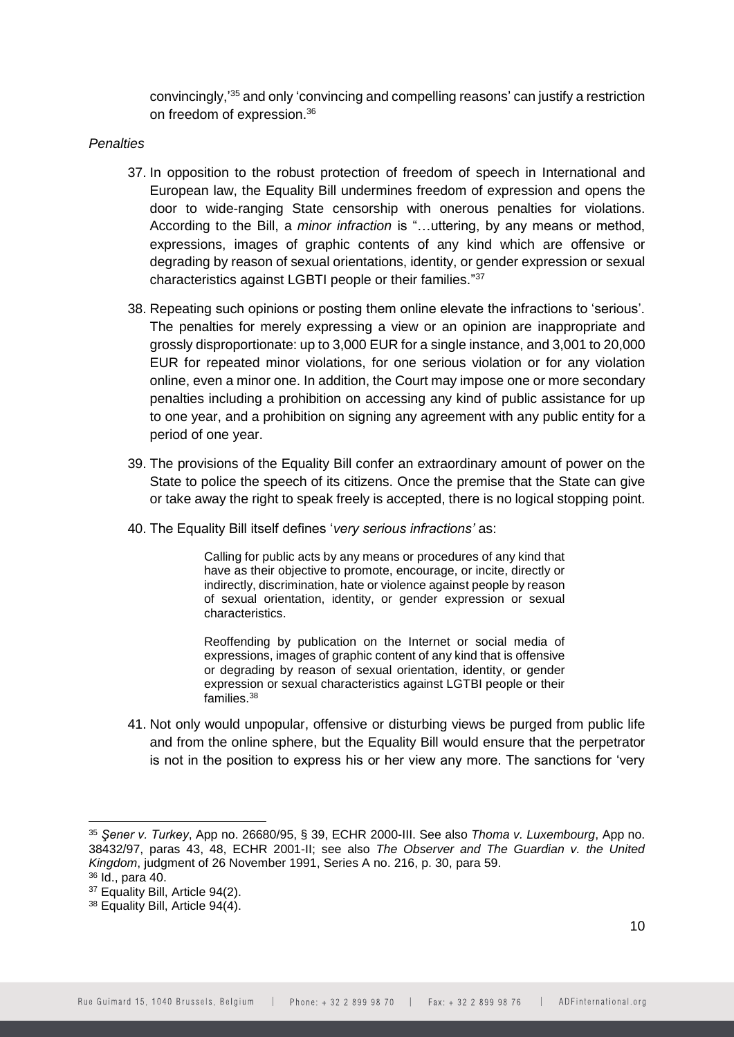convincingly,'[35] and only 'convincing and compelling reasons' can justify a restriction on freedom of expression.[36]

*Penalties*

37. In opposition to the robust protection of freedom of speech in International and European law, the Equality Bill undermines freedom of expression and opens the door to wide-ranging State censorship with onerous penalties for violations. According to the Bill, a *minor infraction* is "…uttering, by any means or method, expressions, images of graphic contents of any kind which are offensive or degrading by reason of sexual orientations, identity, or gender expression or sexual characteristics against LGBTI people or their families."[37]

38. Repeating such opinions or posting them online elevate the infractions to 'serious'. The penalties for merely expressing a view or an opinion are inappropriate and grossly disproportionate: up to 3,000 EUR for a single instance, and 3,001 to 20,000 EUR for repeated minor violations, for one serious violation or for any violation online, even a minor one. In addition, the Court may impose one or more secondary penalties including a prohibition on accessing any kind of public assistance for up to one year, and a prohibition on signing any agreement with any public entity for a period of one year.

39. The provisions of the Equality Bill confer an extraordinary amount of power on the State to police the speech of its citizens. Once the premise that the State can give or take away the right to speak freely is accepted, there is no logical stopping point.

40. The Equality Bill itself defines '*very serious infractions'* as:

> Calling for public acts by any means or procedures of any kind that have as their objective to promote, encourage, or incite, directly or indirectly, discrimination, hate or violence against people by reason of sexual orientation, identity, or gender expression or sexual characteristics.
>
> Reoffending by publication on the Internet or social media of expressions, images of graphic content of any kind that is offensive or degrading by reason of sexual orientation, identity, or gender expression or sexual characteristics against LGTBI people or their families.[38]

41. Not only would unpopular, offensive or disturbing views be purged from public life and from the online sphere, but the Equality Bill would ensure that the perpetrator is not in the position to express his or her view any more. The sanctions for 'very

---

[35] *Şener v. Turkey*, App no. 26680/95, § 39, ECHR 2000-III. See also *Thoma v. Luxembourg*, App no. 38432/97, paras 43, 48, ECHR 2001-II; see also *The Observer and The Guardian v. the United Kingdom*, judgment of 26 November 1991, Series A no. 216, p. 30, para 59.

[36] Id., para 40.

[37] Equality Bill, Article 94(2).

[38] Equality Bill, Article 94(4).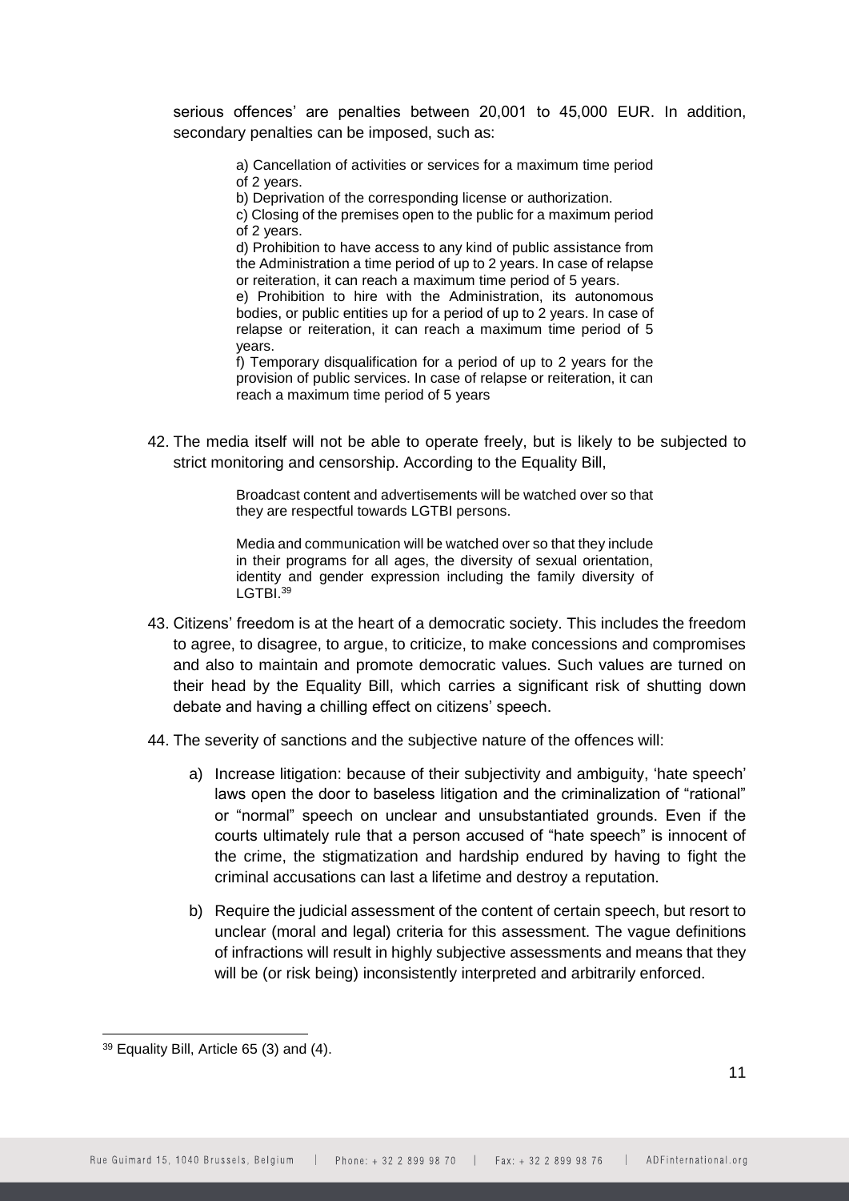serious offences' are penalties between 20,001 to 45,000 EUR. In addition, secondary penalties can be imposed, such as:

> a) Cancellation of activities or services for a maximum time period of 2 years.
> b) Deprivation of the corresponding license or authorization.
> c) Closing of the premises open to the public for a maximum period of 2 years.
> d) Prohibition to have access to any kind of public assistance from the Administration a time period of up to 2 years. In case of relapse or reiteration, it can reach a maximum time period of 5 years.
> e) Prohibition to hire with the Administration, its autonomous bodies, or public entities up for a period of up to 2 years. In case of relapse or reiteration, it can reach a maximum time period of 5 years.
> f) Temporary disqualification for a period of up to 2 years for the provision of public services. In case of relapse or reiteration, it can reach a maximum time period of 5 years

42. The media itself will not be able to operate freely, but is likely to be subjected to strict monitoring and censorship. According to the Equality Bill,

> Broadcast content and advertisements will be watched over so that they are respectful towards LGTBI persons.
>
> Media and communication will be watched over so that they include in their programs for all ages, the diversity of sexual orientation, identity and gender expression including the family diversity of LGTBI.[39]

43. Citizens' freedom is at the heart of a democratic society. This includes the freedom to agree, to disagree, to argue, to criticize, to make concessions and compromises and also to maintain and promote democratic values. Such values are turned on their head by the Equality Bill, which carries a significant risk of shutting down debate and having a chilling effect on citizens' speech.

44. The severity of sanctions and the subjective nature of the offences will:

    a) Increase litigation: because of their subjectivity and ambiguity, 'hate speech' laws open the door to baseless litigation and the criminalization of "rational" or "normal" speech on unclear and unsubstantiated grounds. Even if the courts ultimately rule that a person accused of "hate speech" is innocent of the crime, the stigmatization and hardship endured by having to fight the criminal accusations can last a lifetime and destroy a reputation.

    b) Require the judicial assessment of the content of certain speech, but resort to unclear (moral and legal) criteria for this assessment. The vague definitions of infractions will result in highly subjective assessments and means that they will be (or risk being) inconsistently interpreted and arbitrarily enforced.

---

[39] Equality Bill, Article 65 (3) and (4).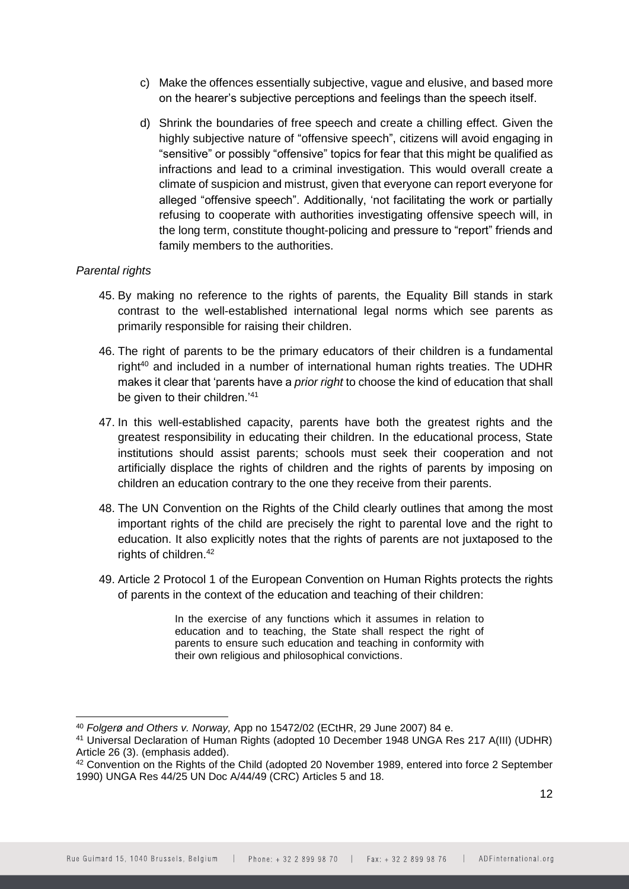c) Make the offences essentially subjective, vague and elusive, and based more on the hearer's subjective perceptions and feelings than the speech itself.

d) Shrink the boundaries of free speech and create a chilling effect. Given the highly subjective nature of "offensive speech", citizens will avoid engaging in "sensitive" or possibly "offensive" topics for fear that this might be qualified as infractions and lead to a criminal investigation. This would overall create a climate of suspicion and mistrust, given that everyone can report everyone for alleged "offensive speech". Additionally, 'not facilitating the work or partially refusing to cooperate with authorities investigating offensive speech will, in the long term, constitute thought-policing and pressure to "report" friends and family members to the authorities.

*Parental rights*

45. By making no reference to the rights of parents, the Equality Bill stands in stark contrast to the well-established international legal norms which see parents as primarily responsible for raising their children.

46. The right of parents to be the primary educators of their children is a fundamental right[40] and included in a number of international human rights treaties. The UDHR makes it clear that 'parents have a *prior right* to choose the kind of education that shall be given to their children.'[41]

47. In this well-established capacity, parents have both the greatest rights and the greatest responsibility in educating their children. In the educational process, State institutions should assist parents; schools must seek their cooperation and not artificially displace the rights of children and the rights of parents by imposing on children an education contrary to the one they receive from their parents.

48. The UN Convention on the Rights of the Child clearly outlines that among the most important rights of the child are precisely the right to parental love and the right to education. It also explicitly notes that the rights of parents are not juxtaposed to the rights of children.[42]

49. Article 2 Protocol 1 of the European Convention on Human Rights protects the rights of parents in the context of the education and teaching of their children:

> In the exercise of any functions which it assumes in relation to education and to teaching, the State shall respect the right of parents to ensure such education and teaching in conformity with their own religious and philosophical convictions.

---

[40] *Folgerø and Others v. Norway,* App no 15472/02 (ECtHR, 29 June 2007) 84 e.

[41] Universal Declaration of Human Rights (adopted 10 December 1948 UNGA Res 217 A(III) (UDHR) Article 26 (3). (emphasis added).

[42] Convention on the Rights of the Child (adopted 20 November 1989, entered into force 2 September 1990) UNGA Res 44/25 UN Doc A/44/49 (CRC) Articles 5 and 18.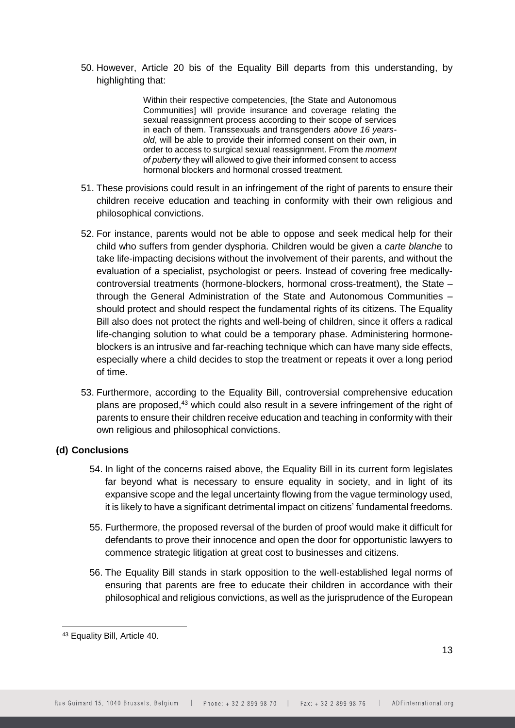50. However, Article 20 bis of the Equality Bill departs from this understanding, by highlighting that:

> Within their respective competencies, [the State and Autonomous Communities] will provide insurance and coverage relating the sexual reassignment process according to their scope of services in each of them. Transsexuals and transgenders *above 16 years-old*, will be able to provide their informed consent on their own, in order to access to surgical sexual reassignment. From the *moment of puberty* they will allowed to give their informed consent to access hormonal blockers and hormonal crossed treatment.

51. These provisions could result in an infringement of the right of parents to ensure their children receive education and teaching in conformity with their own religious and philosophical convictions.

52. For instance, parents would not be able to oppose and seek medical help for their child who suffers from gender dysphoria. Children would be given a *carte blanche* to take life-impacting decisions without the involvement of their parents, and without the evaluation of a specialist, psychologist or peers. Instead of covering free medically-controversial treatments (hormone-blockers, hormonal cross-treatment), the State – through the General Administration of the State and Autonomous Communities – should protect and should respect the fundamental rights of its citizens. The Equality Bill also does not protect the rights and well-being of children, since it offers a radical life-changing solution to what could be a temporary phase. Administering hormone-blockers is an intrusive and far-reaching technique which can have many side effects, especially where a child decides to stop the treatment or repeats it over a long period of time.

53. Furthermore, according to the Equality Bill, controversial comprehensive education plans are proposed,[43] which could also result in a severe infringement of the right of parents to ensure their children receive education and teaching in conformity with their own religious and philosophical convictions.

### (d) Conclusions

54. In light of the concerns raised above, the Equality Bill in its current form legislates far beyond what is necessary to ensure equality in society, and in light of its expansive scope and the legal uncertainty flowing from the vague terminology used, it is likely to have a significant detrimental impact on citizens' fundamental freedoms.

55. Furthermore, the proposed reversal of the burden of proof would make it difficult for defendants to prove their innocence and open the door for opportunistic lawyers to commence strategic litigation at great cost to businesses and citizens.

56. The Equality Bill stands in stark opposition to the well-established legal norms of ensuring that parents are free to educate their children in accordance with their philosophical and religious convictions, as well as the jurisprudence of the European

---

[43] Equality Bill, Article 40.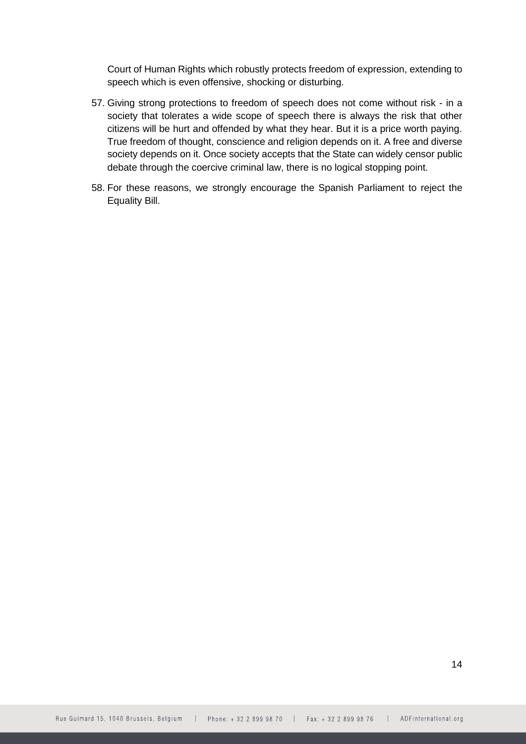Court of Human Rights which robustly protects freedom of expression, extending to speech which is even offensive, shocking or disturbing.

57. Giving strong protections to freedom of speech does not come without risk - in a society that tolerates a wide scope of speech there is always the risk that other citizens will be hurt and offended by what they hear. But it is a price worth paying. True freedom of thought, conscience and religion depends on it. A free and diverse society depends on it. Once society accepts that the State can widely censor public debate through the coercive criminal law, there is no logical stopping point.

58. For these reasons, we strongly encourage the Spanish Parliament to reject the Equality Bill.